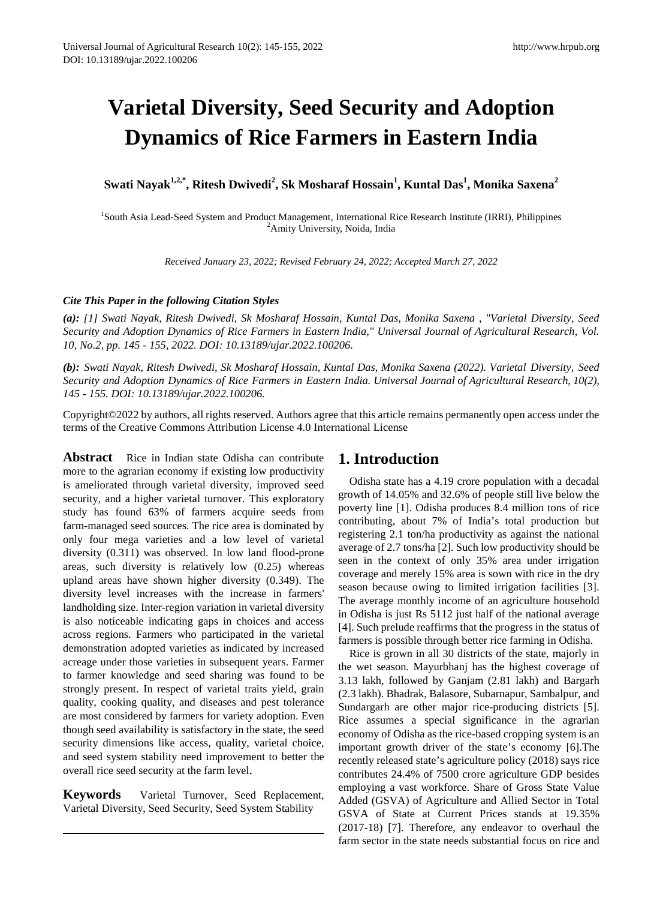# Varietal Diversity, Seed Security and Adoption Dynamics of Rice Farmers in Eastern India

**Swati Nayak[1,2,*], Ritesh Dwivedi[2], Sk Mosharaf Hossain[1], Kuntal Das[1], Monika Saxena[2]**

[1]South Asia Lead-Seed System and Product Management, International Rice Research Institute (IRRI), Philippines
[2]Amity University, Noida, India

*Received January 23, 2022; Revised February 24, 2022; Accepted March 27, 2022*

***Cite This Paper in the following Citation Styles***

***(a):*** *[1] Swati Nayak, Ritesh Dwivedi, Sk Mosharaf Hossain, Kuntal Das, Monika Saxena , "Varietal Diversity, Seed Security and Adoption Dynamics of Rice Farmers in Eastern India," Universal Journal of Agricultural Research, Vol. 10, No.2, pp. 145 - 155, 2022. DOI: 10.13189/ujar.2022.100206.*

***(b):*** *Swati Nayak, Ritesh Dwivedi, Sk Mosharaf Hossain, Kuntal Das, Monika Saxena (2022). Varietal Diversity, Seed Security and Adoption Dynamics of Rice Farmers in Eastern India. Universal Journal of Agricultural Research, 10(2), 145 - 155. DOI: 10.13189/ujar.2022.100206.*

Copyright©2022 by authors, all rights reserved. Authors agree that this article remains permanently open access under the terms of the Creative Commons Attribution License 4.0 International License

**Abstract** Rice in Indian state Odisha can contribute more to the agrarian economy if existing low productivity is ameliorated through varietal diversity, improved seed security, and a higher varietal turnover. This exploratory study has found 63% of farmers acquire seeds from farm-managed seed sources. The rice area is dominated by only four mega varieties and a low level of varietal diversity (0.311) was observed. In low land flood-prone areas, such diversity is relatively low (0.25) whereas upland areas have shown higher diversity (0.349). The diversity level increases with the increase in farmers' landholding size. Inter-region variation in varietal diversity is also noticeable indicating gaps in choices and access across regions. Farmers who participated in the varietal demonstration adopted varieties as indicated by increased acreage under those varieties in subsequent years. Farmer to farmer knowledge and seed sharing was found to be strongly present. In respect of varietal traits yield, grain quality, cooking quality, and diseases and pest tolerance are most considered by farmers for variety adoption. Even though seed availability is satisfactory in the state, the seed security dimensions like access, quality, varietal choice, and seed system stability need improvement to better the overall rice seed security at the farm level.

**Keywords** Varietal Turnover, Seed Replacement, Varietal Diversity, Seed Security, Seed System Stability

## 1. Introduction

Odisha state has a 4.19 crore population with a decadal growth of 14.05% and 32.6% of people still live below the poverty line [1]. Odisha produces 8.4 million tons of rice contributing, about 7% of India's total production but registering 2.1 ton/ha productivity as against the national average of 2.7 tons/ha [2]. Such low productivity should be seen in the context of only 35% area under irrigation coverage and merely 15% area is sown with rice in the dry season because owing to limited irrigation facilities [3]. The average monthly income of an agriculture household in Odisha is just Rs 5112 just half of the national average [4]. Such prelude reaffirms that the progress in the status of farmers is possible through better rice farming in Odisha.

Rice is grown in all 30 districts of the state, majorly in the wet season. Mayurbhanj has the highest coverage of 3.13 lakh, followed by Ganjam (2.81 lakh) and Bargarh (2.3 lakh). Bhadrak, Balasore, Subarnapur, Sambalpur, and Sundargarh are other major rice-producing districts [5]. Rice assumes a special significance in the agrarian economy of Odisha as the rice-based cropping system is an important growth driver of the state's economy [6].The recently released state's agriculture policy (2018) says rice contributes 24.4% of 7500 crore agriculture GDP besides employing a vast workforce. Share of Gross State Value Added (GSVA) of Agriculture and Allied Sector in Total GSVA of State at Current Prices stands at 19.35% (2017-18) [7]. Therefore, any endeavor to overhaul the farm sector in the state needs substantial focus on rice and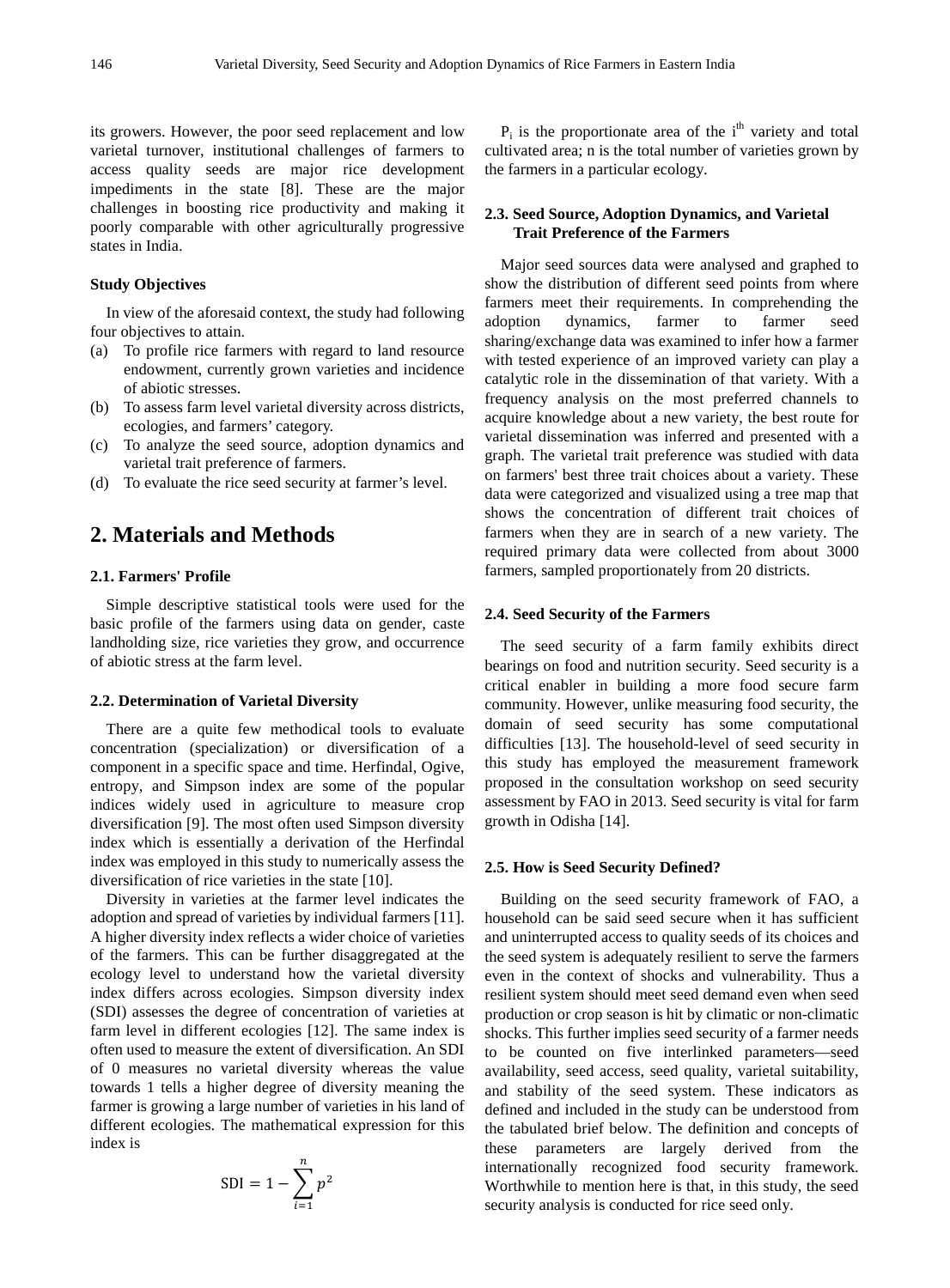its growers. However, the poor seed replacement and low varietal turnover, institutional challenges of farmers to access quality seeds are major rice development impediments in the state [8]. These are the major challenges in boosting rice productivity and making it poorly comparable with other agriculturally progressive states in India.

**Study Objectives**

In view of the aforesaid context, the study had following four objectives to attain.

(a) To profile rice farmers with regard to land resource endowment, currently grown varieties and incidence of abiotic stresses.
(b) To assess farm level varietal diversity across districts, ecologies, and farmers' category.
(c) To analyze the seed source, adoption dynamics and varietal trait preference of farmers.
(d) To evaluate the rice seed security at farmer's level.

## 2. Materials and Methods

### 2.1. Farmers' Profile

Simple descriptive statistical tools were used for the basic profile of the farmers using data on gender, caste landholding size, rice varieties they grow, and occurrence of abiotic stress at the farm level.

### 2.2. Determination of Varietal Diversity

There are a quite few methodical tools to evaluate concentration (specialization) or diversification of a component in a specific space and time. Herfindal, Ogive, entropy, and Simpson index are some of the popular indices widely used in agriculture to measure crop diversification [9]. The most often used Simpson diversity index which is essentially a derivation of the Herfindal index was employed in this study to numerically assess the diversification of rice varieties in the state [10].

Diversity in varieties at the farmer level indicates the adoption and spread of varieties by individual farmers [11]. A higher diversity index reflects a wider choice of varieties of the farmers. This can be further disaggregated at the ecology level to understand how the varietal diversity index differs across ecologies. Simpson diversity index (SDI) assesses the degree of concentration of varieties at farm level in different ecologies [12]. The same index is often used to measure the extent of diversification. An SDI of 0 measures no varietal diversity whereas the value towards 1 tells a higher degree of diversity meaning the farmer is growing a large number of varieties in his land of different ecologies. The mathematical expression for this index is

$$\text{SDI} = 1 - \sum_{i=1}^{n} p^2$$

$P_i$ is the proportionate area of the $i^{th}$ variety and total cultivated area; n is the total number of varieties grown by the farmers in a particular ecology.

### 2.3. Seed Source, Adoption Dynamics, and Varietal Trait Preference of the Farmers

Major seed sources data were analysed and graphed to show the distribution of different seed points from where farmers meet their requirements. In comprehending the adoption dynamics, farmer to farmer seed sharing/exchange data was examined to infer how a farmer with tested experience of an improved variety can play a catalytic role in the dissemination of that variety. With a frequency analysis on the most preferred channels to acquire knowledge about a new variety, the best route for varietal dissemination was inferred and presented with a graph. The varietal trait preference was studied with data on farmers' best three trait choices about a variety. These data were categorized and visualized using a tree map that shows the concentration of different trait choices of farmers when they are in search of a new variety. The required primary data were collected from about 3000 farmers, sampled proportionately from 20 districts.

### 2.4. Seed Security of the Farmers

The seed security of a farm family exhibits direct bearings on food and nutrition security. Seed security is a critical enabler in building a more food secure farm community. However, unlike measuring food security, the domain of seed security has some computational difficulties [13]. The household-level of seed security in this study has employed the measurement framework proposed in the consultation workshop on seed security assessment by FAO in 2013. Seed security is vital for farm growth in Odisha [14].

### 2.5. How is Seed Security Defined?

Building on the seed security framework of FAO, a household can be said seed secure when it has sufficient and uninterrupted access to quality seeds of its choices and the seed system is adequately resilient to serve the farmers even in the context of shocks and vulnerability. Thus a resilient system should meet seed demand even when seed production or crop season is hit by climatic or non-climatic shocks. This further implies seed security of a farmer needs to be counted on five interlinked parameters—seed availability, seed access, seed quality, varietal suitability, and stability of the seed system. These indicators as defined and included in the study can be understood from the tabulated brief below. The definition and concepts of these parameters are largely derived from the internationally recognized food security framework. Worthwhile to mention here is that, in this study, the seed security analysis is conducted for rice seed only.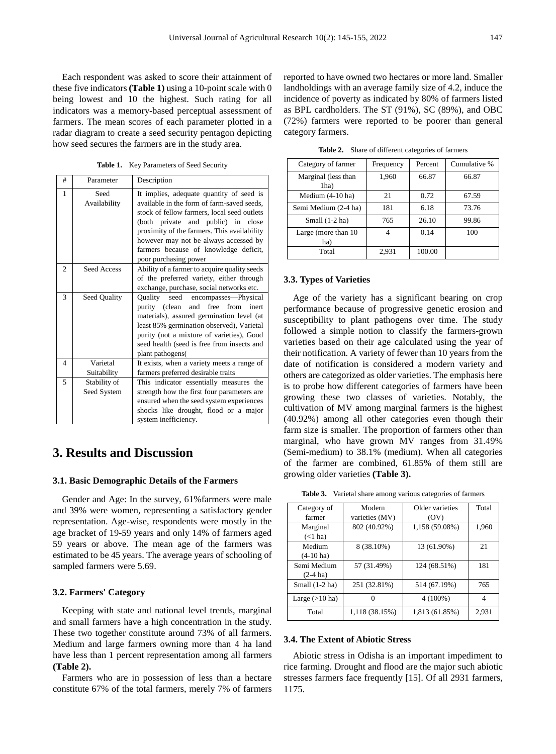Each respondent was asked to score their attainment of these five indicators **(Table 1)** using a 10-point scale with 0 being lowest and 10 the highest. Such rating for all indicators was a memory-based perceptual assessment of farmers. The mean scores of each parameter plotted in a radar diagram to create a seed security pentagon depicting how seed secures the farmers are in the study area.

**Table 1.** Key Parameters of Seed Security

| # | Parameter | Description |
|---|---|---|
| 1 | Seed Availability | It implies, adequate quantity of seed is available in the form of farm-saved seeds, stock of fellow farmers, local seed outlets (both private and public) in close proximity of the farmers. This availability however may not be always accessed by farmers because of knowledge deficit, poor purchasing power |
| 2 | Seed Access | Ability of a farmer to acquire quality seeds of the preferred variety, either through exchange, purchase, social networks etc. |
| 3 | Seed Quality | Quality seed encompasses—Physical purity (clean and free from inert materials), assured germination level (at least 85% germination observed), Varietal purity (not a mixture of varieties), Good seed health (seed is free from insects and plant pathogens( |
| 4 | Varietal Suitability | It exists, when a variety meets a range of farmers preferred desirable traits |
| 5 | Stability of Seed System | This indicator essentially measures the strength how the first four parameters are ensured when the seed system experiences shocks like drought, flood or a major system inefficiency. |

# 3. Results and Discussion

### 3.1. Basic Demographic Details of the Farmers

Gender and Age: In the survey, 61%farmers were male and 39% were women, representing a satisfactory gender representation. Age-wise, respondents were mostly in the age bracket of 19-59 years and only 14% of farmers aged 59 years or above. The mean age of the farmers was estimated to be 45 years. The average years of schooling of sampled farmers were 5.69.

### 3.2. Farmers' Category

Keeping with state and national level trends, marginal and small farmers have a high concentration in the study. These two together constitute around 73% of all farmers. Medium and large farmers owning more than 4 ha land have less than 1 percent representation among all farmers **(Table 2).**

Farmers who are in possession of less than a hectare constitute 67% of the total farmers, merely 7% of farmers reported to have owned two hectares or more land. Smaller landholdings with an average family size of 4.2, induce the incidence of poverty as indicated by 80% of farmers listed as BPL cardholders. The ST (91%), SC (89%), and OBC (72%) farmers were reported to be poorer than general category farmers.

**Table 2.** Share of different categories of farmers

| Category of farmer | Frequency | Percent | Cumulative % |
|---|---|---|---|
| Marginal (less than 1ha) | 1,960 | 66.87 | 66.87 |
| Medium (4-10 ha) | 21 | 0.72 | 67.59 |
| Semi Medium (2-4 ha) | 181 | 6.18 | 73.76 |
| Small (1-2 ha) | 765 | 26.10 | 99.86 |
| Large (more than 10 ha) | 4 | 0.14 | 100 |
| Total | 2,931 | 100.00 | |

### 3.3. Types of Varieties

Age of the variety has a significant bearing on crop performance because of progressive genetic erosion and susceptibility to plant pathogens over time. The study followed a simple notion to classify the farmers-grown varieties based on their age calculated using the year of their notification. A variety of fewer than 10 years from the date of notification is considered a modern variety and others are categorized as older varieties. The emphasis here is to probe how different categories of farmers have been growing these two classes of varieties. Notably, the cultivation of MV among marginal farmers is the highest (40.92%) among all other categories even though their farm size is smaller. The proportion of farmers other than marginal, who have grown MV ranges from 31.49% (Semi-medium) to 38.1% (medium). When all categories of the farmer are combined, 61.85% of them still are growing older varieties **(Table 3).**

**Table 3.** Varietal share among various categories of farmers

| Category of farmer | Modern varieties (MV) | Older varieties (OV) | Total |
|---|---|---|---|
| Marginal (<1 ha) | 802 (40.92%) | 1,158 (59.08%) | 1,960 |
| Medium (4-10 ha) | 8 (38.10%) | 13 (61.90%) | 21 |
| Semi Medium (2-4 ha) | 57 (31.49%) | 124 (68.51%) | 181 |
| Small (1-2 ha) | 251 (32.81%) | 514 (67.19%) | 765 |
| Large (>10 ha) | 0 | 4 (100%) | 4 |
| Total | 1,118 (38.15%) | 1,813 (61.85%) | 2,931 |

### 3.4. The Extent of Abiotic Stress

Abiotic stress in Odisha is an important impediment to rice farming. Drought and flood are the major such abiotic stresses farmers face frequently [15]. Of all 2931 farmers, 1175.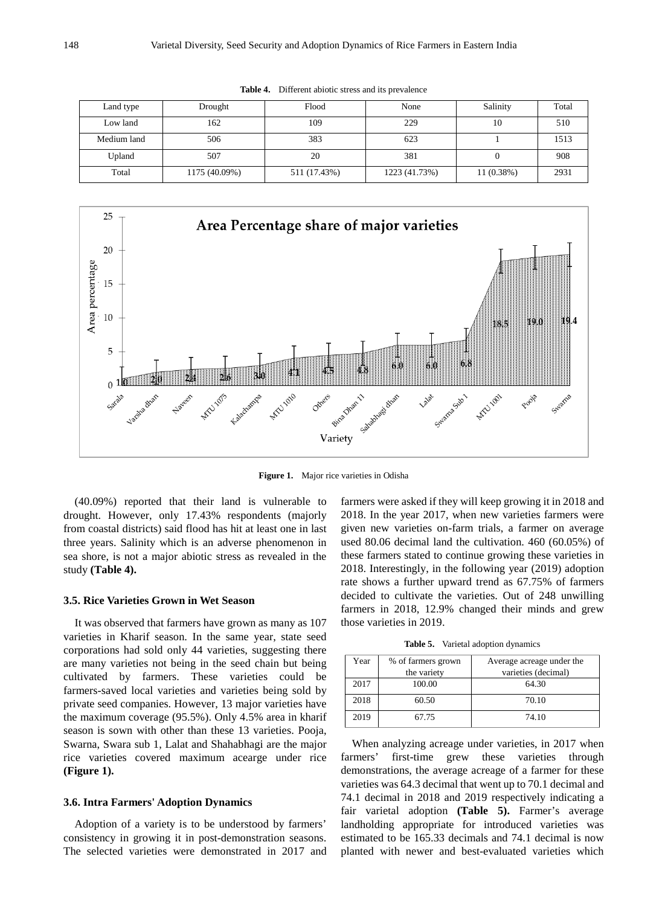**Table 4.** Different abiotic stress and its prevalence

| Land type | Drought | Flood | None | Salinity | Total |
|---|---|---|---|---|---|
| Low land | 162 | 109 | 229 | 10 | 510 |
| Medium land | 506 | 383 | 623 | 1 | 1513 |
| Upland | 507 | 20 | 381 | 0 | 908 |
| Total | 1175 (40.09%) | 511 (17.43%) | 1223 (41.73%) | 11 (0.38%) | 2931 |

**Figure 1.** Major rice varieties in Odisha

(40.09%) reported that their land is vulnerable to drought. However, only 17.43% respondents (majorly from coastal districts) said flood has hit at least one in last three years. Salinity which is an adverse phenomenon in sea shore, is not a major abiotic stress as revealed in the study **(Table 4).**

### 3.5. Rice Varieties Grown in Wet Season

It was observed that farmers have grown as many as 107 varieties in Kharif season. In the same year, state seed corporations had sold only 44 varieties, suggesting there are many varieties not being in the seed chain but being cultivated by farmers. These varieties could be farmers-saved local varieties and varieties being sold by private seed companies. However, 13 major varieties have the maximum coverage (95.5%). Only 4.5% area in kharif season is sown with other than these 13 varieties. Pooja, Swarna, Swara sub 1, Lalat and Shahabhagi are the major rice varieties covered maximum acearge under rice **(Figure 1).**

### 3.6. Intra Farmers' Adoption Dynamics

Adoption of a variety is to be understood by farmers' consistency in growing it in post-demonstration seasons. The selected varieties were demonstrated in 2017 and farmers were asked if they will keep growing it in 2018 and 2018. In the year 2017, when new varieties farmers were given new varieties on-farm trials, a farmer on average used 80.06 decimal land the cultivation. 460 (60.05%) of these farmers stated to continue growing these varieties in 2018. Interestingly, in the following year (2019) adoption rate shows a further upward trend as 67.75% of farmers decided to cultivate the varieties. Out of 248 unwilling farmers in 2018, 12.9% changed their minds and grew those varieties in 2019.

**Table 5.** Varietal adoption dynamics

| Year | % of farmers grown the variety | Average acreage under the varieties (decimal) |
|---|---|---|
| 2017 | 100.00 | 64.30 |
| 2018 | 60.50 | 70.10 |
| 2019 | 67.75 | 74.10 |

When analyzing acreage under varieties, in 2017 when farmers' first-time grew these varieties through demonstrations, the average acreage of a farmer for these varieties was 64.3 decimal that went up to 70.1 decimal and 74.1 decimal in 2018 and 2019 respectively indicating a fair varietal adoption **(Table 5).** Farmer's average landholding appropriate for introduced varieties was estimated to be 165.33 decimals and 74.1 decimal is now planted with newer and best-evaluated varieties which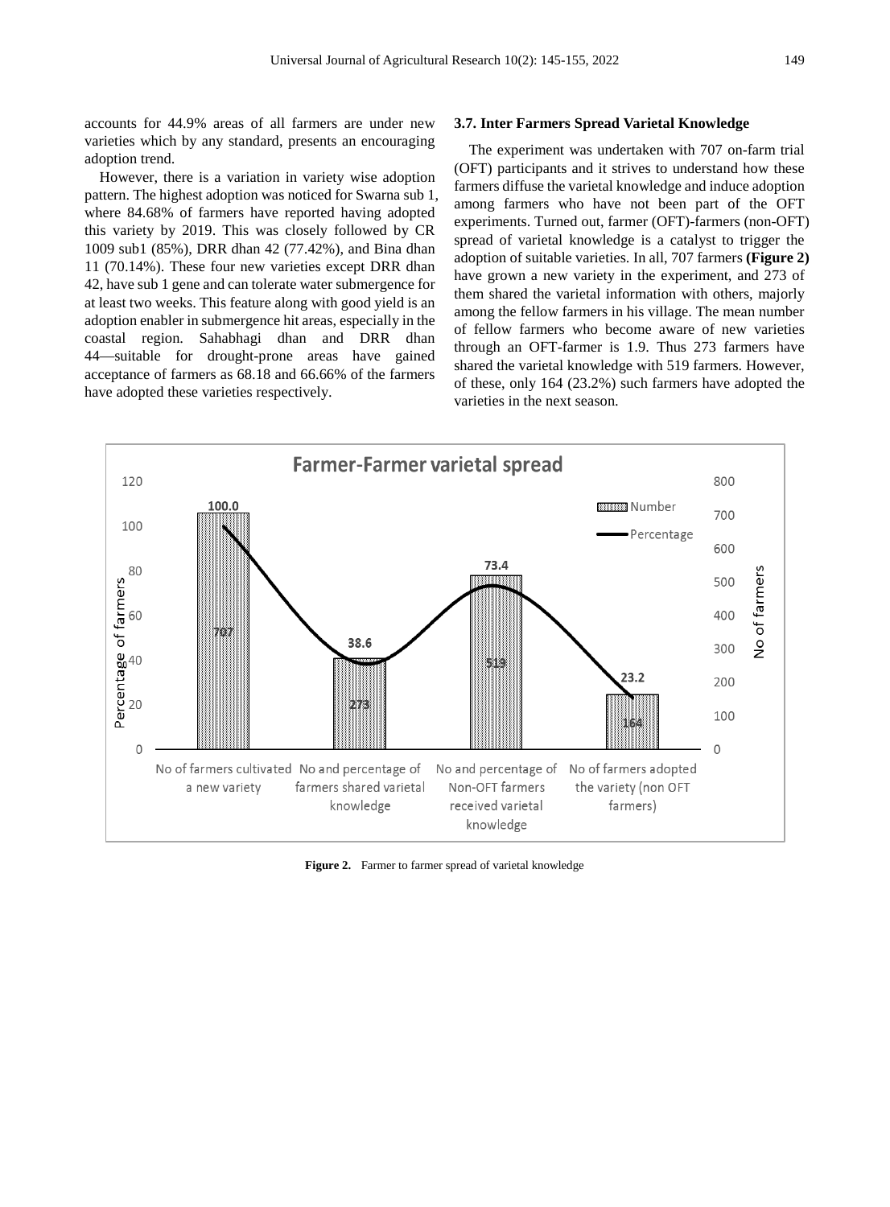accounts for 44.9% areas of all farmers are under new varieties which by any standard, presents an encouraging adoption trend.

However, there is a variation in variety wise adoption pattern. The highest adoption was noticed for Swarna sub 1, where 84.68% of farmers have reported having adopted this variety by 2019. This was closely followed by CR 1009 sub1 (85%), DRR dhan 42 (77.42%), and Bina dhan 11 (70.14%). These four new varieties except DRR dhan 42, have sub 1 gene and can tolerate water submergence for at least two weeks. This feature along with good yield is an adoption enabler in submergence hit areas, especially in the coastal region. Sahabhagi dhan and DRR dhan 44—suitable for drought-prone areas have gained acceptance of farmers as 68.18 and 66.66% of the farmers have adopted these varieties respectively.

### 3.7. Inter Farmers Spread Varietal Knowledge

The experiment was undertaken with 707 on-farm trial (OFT) participants and it strives to understand how these farmers diffuse the varietal knowledge and induce adoption among farmers who have not been part of the OFT experiments. Turned out, farmer (OFT)-farmers (non-OFT) spread of varietal knowledge is a catalyst to trigger the adoption of suitable varieties. In all, 707 farmers **(Figure 2)** have grown a new variety in the experiment, and 273 of them shared the varietal information with others, majorly among the fellow farmers in his village. The mean number of fellow farmers who become aware of new varieties through an OFT-farmer is 1.9. Thus 273 farmers have shared the varietal knowledge with 519 farmers. However, of these, only 164 (23.2%) such farmers have adopted the varieties in the next season.

| | No of farmers cultivated a new variety | No and percentage of farmers shared varietal knowledge | No and percentage of Non-OFT farmers received varietal knowledge | No of farmers adopted the variety (non OFT farmers) |
|---|---|---|---|---|
| Number | 707 | 273 | 519 | 164 |
| Percentage | 100.0 | 38.6 | 73.4 | 23.2 |

**Figure 2.** Farmer to farmer spread of varietal knowledge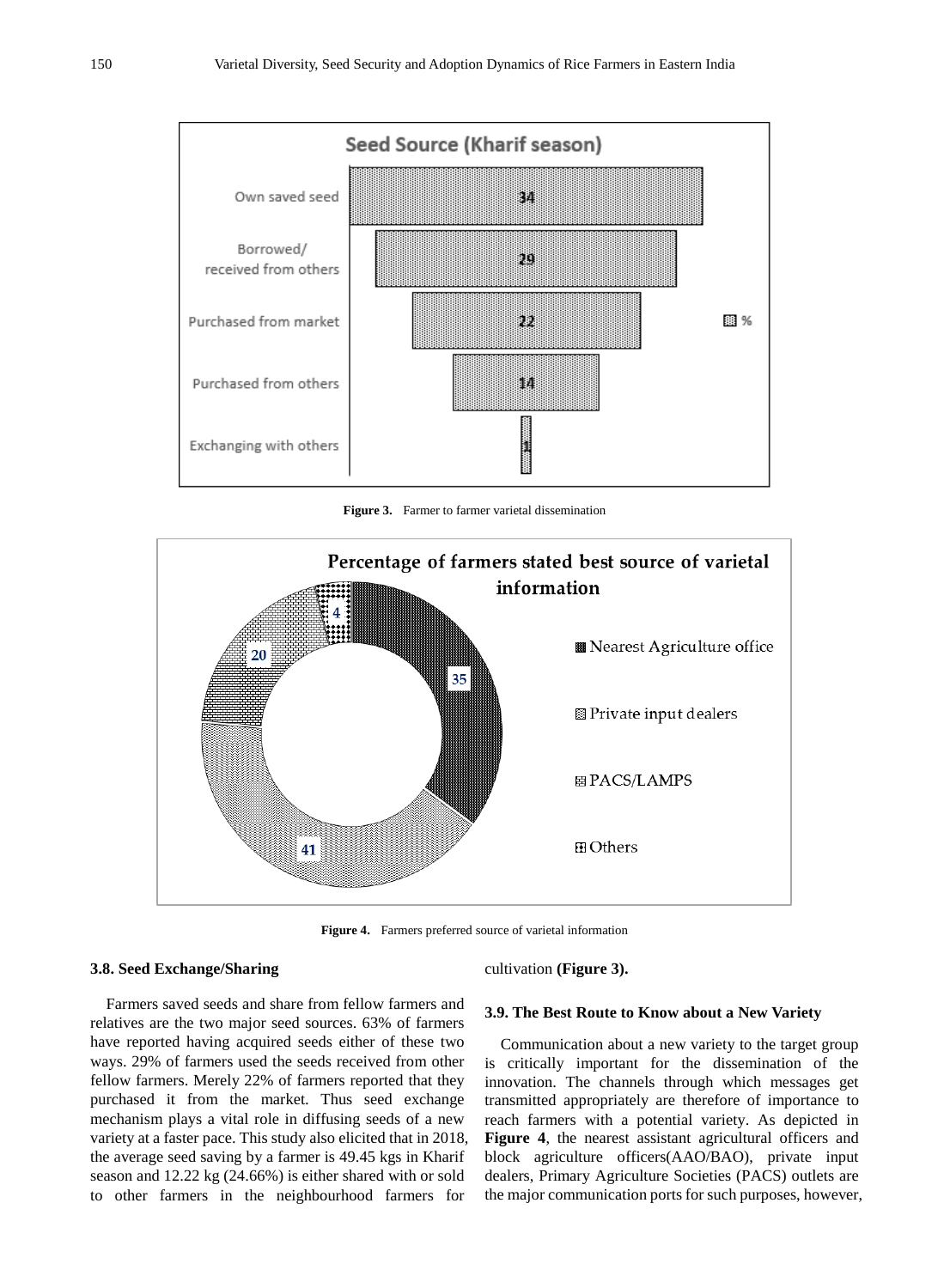Figure 3. Farmer to farmer varietal dissemination

Figure 4. Farmers preferred source of varietal information

### 3.8. Seed Exchange/Sharing

Farmers saved seeds and share from fellow farmers and relatives are the two major seed sources. 63% of farmers have reported having acquired seeds either of these two ways. 29% of farmers used the seeds received from other fellow farmers. Merely 22% of farmers reported that they purchased it from the market. Thus seed exchange mechanism plays a vital role in diffusing seeds of a new variety at a faster pace. This study also elicited that in 2018, the average seed saving by a farmer is 49.45 kgs in Kharif season and 12.22 kg (24.66%) is either shared with or sold to other farmers in the neighbourhood farmers for cultivation **(Figure 3).**

### 3.9. The Best Route to Know about a New Variety

Communication about a new variety to the target group is critically important for the dissemination of the innovation. The channels through which messages get transmitted appropriately are therefore of importance to reach farmers with a potential variety. As depicted in **Figure 4**, the nearest assistant agricultural officers and block agriculture officers(AAO/BAO), private input dealers, Primary Agriculture Societies (PACS) outlets are the major communication ports for such purposes, however,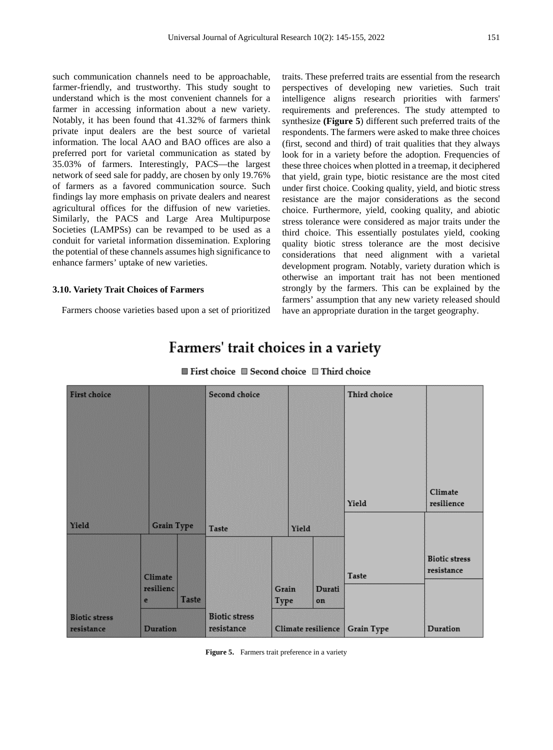such communication channels need to be approachable, farmer-friendly, and trustworthy. This study sought to understand which is the most convenient channels for a farmer in accessing information about a new variety. Notably, it has been found that 41.32% of farmers think private input dealers are the best source of varietal information. The local AAO and BAO offices are also a preferred port for varietal communication as stated by 35.03% of farmers. Interestingly, PACS—the largest network of seed sale for paddy, are chosen by only 19.76% of farmers as a favored communication source. Such findings lay more emphasis on private dealers and nearest agricultural offices for the diffusion of new varieties. Similarly, the PACS and Large Area Multipurpose Societies (LAMPSs) can be revamped to be used as a conduit for varietal information dissemination. Exploring the potential of these channels assumes high significance to enhance farmers' uptake of new varieties.

### 3.10. Variety Trait Choices of Farmers

Farmers choose varieties based upon a set of prioritized traits. These preferred traits are essential from the research perspectives of developing new varieties. Such trait intelligence aligns research priorities with farmers' requirements and preferences. The study attempted to synthesize **(Figure 5**) different such preferred traits of the respondents. The farmers were asked to make three choices (first, second and third) of trait qualities that they always look for in a variety before the adoption. Frequencies of these three choices when plotted in a treemap, it deciphered that yield, grain type, biotic resistance are the most cited under first choice. Cooking quality, yield, and biotic stress resistance are the major considerations as the second choice. Furthermore, yield, cooking quality, and abiotic stress tolerance were considered as major traits under the third choice. This essentially postulates yield, cooking quality biotic stress tolerance are the most decisive considerations that need alignment with a varietal development program. Notably, variety duration which is otherwise an important trait has not been mentioned strongly by the farmers. This can be explained by the farmers' assumption that any new variety released should have an appropriate duration in the target geography.

**Farmers' trait choices in a variety**

■ First choice ■ Second choice ■ Third choice

First choice: Yield, Grain Type, Biotic stress resistance, Climate resilience, Taste, Duration

Second choice: Taste, Yield, Biotic stress resistance, Grain Type, Duration, Climate resilience

Third choice: Yield, Climate resilience, Taste, Biotic stress resistance, Grain Type, Duration

**Figure 5.** Farmers trait preference in a variety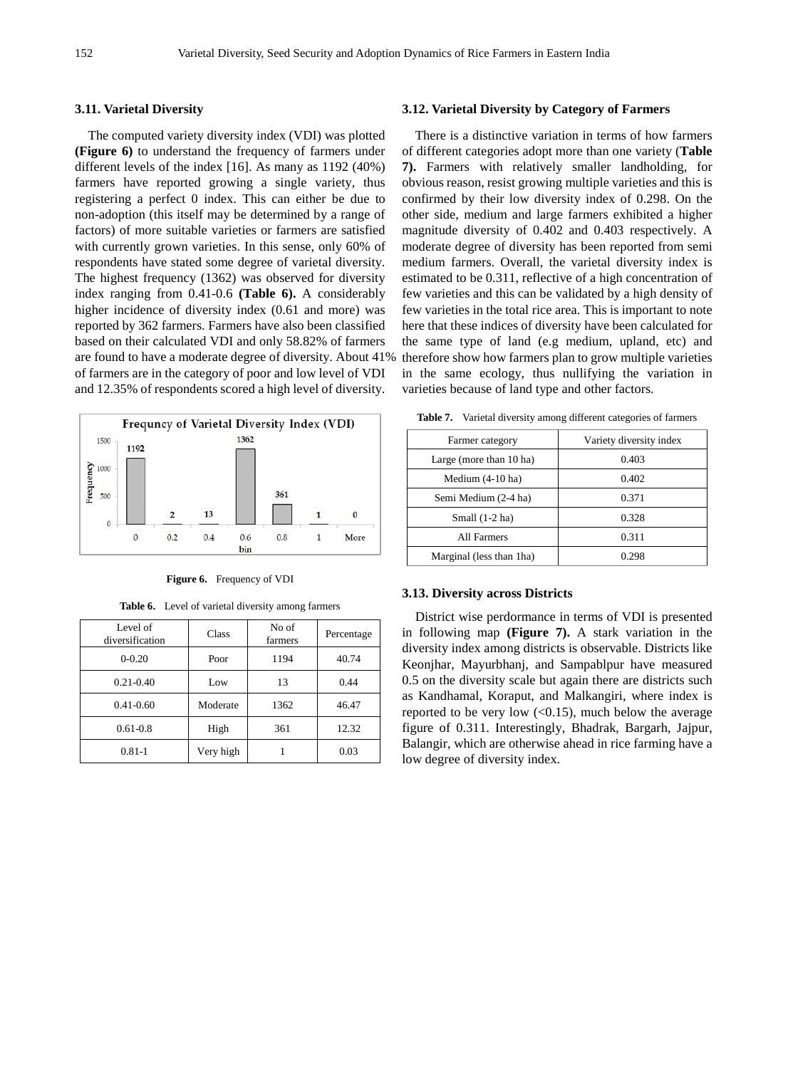### 3.11. Varietal Diversity

The computed variety diversity index (VDI) was plotted **(Figure 6)** to understand the frequency of farmers under different levels of the index [16]. As many as 1192 (40%) farmers have reported growing a single variety, thus registering a perfect 0 index. This can either be due to non-adoption (this itself may be determined by a range of factors) of more suitable varieties or farmers are satisfied with currently grown varieties. In this sense, only 60% of respondents have stated some degree of varietal diversity. The highest frequency (1362) was observed for diversity index ranging from 0.41-0.6 **(Table 6).** A considerably higher incidence of diversity index (0.61 and more) was reported by 362 farmers. Farmers have also been classified based on their calculated VDI and only 58.82% of farmers are found to have a moderate degree of diversity. About 41% of farmers are in the category of poor and low level of VDI and 12.35% of respondents scored a high level of diversity.

**Figure 6.** Frequency of VDI

**Table 6.** Level of varietal diversity among farmers

| Level of diversification | Class | No of farmers | Percentage |
|---|---|---|---|
| 0-0.20 | Poor | 1194 | 40.74 |
| 0.21-0.40 | Low | 13 | 0.44 |
| 0.41-0.60 | Moderate | 1362 | 46.47 |
| 0.61-0.8 | High | 361 | 12.32 |
| 0.81-1 | Very high | 1 | 0.03 |

### 3.12. Varietal Diversity by Category of Farmers

There is a distinctive variation in terms of how farmers of different categories adopt more than one variety (**Table 7).** Farmers with relatively smaller landholding, for obvious reason, resist growing multiple varieties and this is confirmed by their low diversity index of 0.298. On the other side, medium and large farmers exhibited a higher magnitude diversity of 0.402 and 0.403 respectively. A moderate degree of diversity has been reported from semi medium farmers. Overall, the varietal diversity index is estimated to be 0.311, reflective of a high concentration of few varieties and this can be validated by a high density of few varieties in the total rice area. This is important to note here that these indices of diversity have been calculated for the same type of land (e.g medium, upland, etc) and therefore show how farmers plan to grow multiple varieties in the same ecology, thus nullifying the variation in varieties because of land type and other factors.

**Table 7.** Varietal diversity among different categories of farmers

| Farmer category | Variety diversity index |
|---|---|
| Large (more than 10 ha) | 0.403 |
| Medium (4-10 ha) | 0.402 |
| Semi Medium (2-4 ha) | 0.371 |
| Small (1-2 ha) | 0.328 |
| All Farmers | 0.311 |
| Marginal (less than 1ha) | 0.298 |

### 3.13. Diversity across Districts

District wise perdormance in terms of VDI is presented in following map **(Figure 7).** A stark variation in the diversity index among districts is observable. Districts like Keonjhar, Mayurbhanj, and Sampablpur have measured 0.5 on the diversity scale but again there are districts such as Kandhamal, Koraput, and Malkangiri, where index is reported to be very low (<0.15), much below the average figure of 0.311. Interestingly, Bhadrak, Bargarh, Jajpur, Balangir, which are otherwise ahead in rice farming have a low degree of diversity index.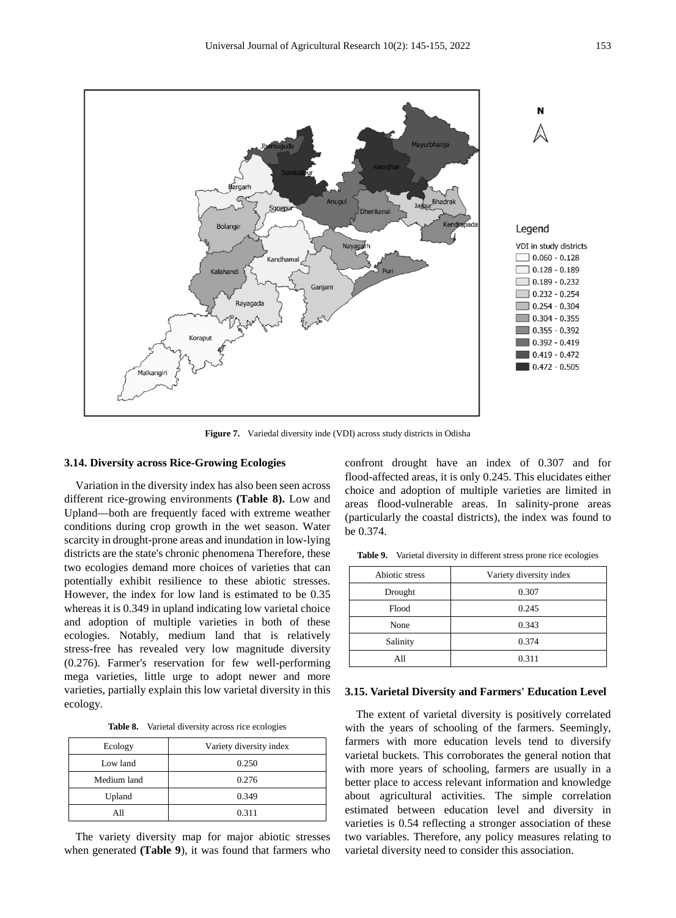Figure 7. Variedal diversity inde (VDI) across study districts in Odisha

### 3.14. Diversity across Rice-Growing Ecologies

Variation in the diversity index has also been seen across different rice-growing environments **(Table 8).** Low and Upland—both are frequently faced with extreme weather conditions during crop growth in the wet season. Water scarcity in drought-prone areas and inundation in low-lying districts are the state's chronic phenomena Therefore, these two ecologies demand more choices of varieties that can potentially exhibit resilience to these abiotic stresses. However, the index for low land is estimated to be 0.35 whereas it is 0.349 in upland indicating low varietal choice and adoption of multiple varieties in both of these ecologies. Notably, medium land that is relatively stress-free has revealed very low magnitude diversity (0.276). Farmer's reservation for few well-performing mega varieties, little urge to adopt newer and more varieties, partially explain this low varietal diversity in this ecology.

**Table 8.** Varietal diversity across rice ecologies

| Ecology | Variety diversity index |
|---|---|
| Low land | 0.250 |
| Medium land | 0.276 |
| Upland | 0.349 |
| All | 0.311 |

The variety diversity map for major abiotic stresses when generated **(Table 9**), it was found that farmers who confront drought have an index of 0.307 and for flood-affected areas, it is only 0.245. This elucidates either choice and adoption of multiple varieties are limited in areas flood-vulnerable areas. In salinity-prone areas (particularly the coastal districts), the index was found to be 0.374.

**Table 9.** Varietal diversity in different stress prone rice ecologies

| Abiotic stress | Variety diversity index |
|---|---|
| Drought | 0.307 |
| Flood | 0.245 |
| None | 0.343 |
| Salinity | 0.374 |
| All | 0.311 |

### 3.15. Varietal Diversity and Farmers' Education Level

The extent of varietal diversity is positively correlated with the years of schooling of the farmers. Seemingly, farmers with more education levels tend to diversify varietal buckets. This corroborates the general notion that with more years of schooling, farmers are usually in a better place to access relevant information and knowledge about agricultural activities. The simple correlation estimated between education level and diversity in varieties is 0.54 reflecting a stronger association of these two variables. Therefore, any policy measures relating to varietal diversity need to consider this association.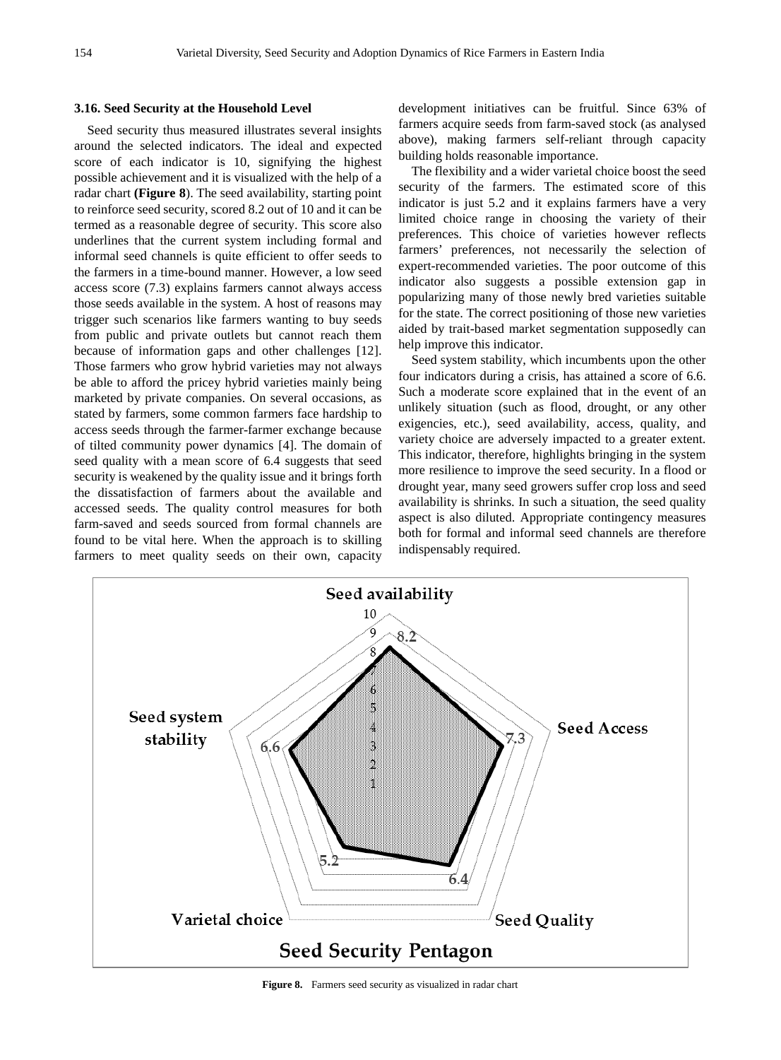### 3.16. Seed Security at the Household Level

Seed security thus measured illustrates several insights around the selected indicators. The ideal and expected score of each indicator is 10, signifying the highest possible achievement and it is visualized with the help of a radar chart **(Figure 8)**. The seed availability, starting point to reinforce seed security, scored 8.2 out of 10 and it can be termed as a reasonable degree of security. This score also underlines that the current system including formal and informal seed channels is quite efficient to offer seeds to the farmers in a time-bound manner. However, a low seed access score (7.3) explains farmers cannot always access those seeds available in the system. A host of reasons may trigger such scenarios like farmers wanting to buy seeds from public and private outlets but cannot reach them because of information gaps and other challenges [12]. Those farmers who grow hybrid varieties may not always be able to afford the pricey hybrid varieties mainly being marketed by private companies. On several occasions, as stated by farmers, some common farmers face hardship to access seeds through the farmer-farmer exchange because of tilted community power dynamics [4]. The domain of seed quality with a mean score of 6.4 suggests that seed security is weakened by the quality issue and it brings forth the dissatisfaction of farmers about the available and accessed seeds. The quality control measures for both farm-saved and seeds sourced from formal channels are found to be vital here. When the approach is to skilling farmers to meet quality seeds on their own, capacity development initiatives can be fruitful. Since 63% of farmers acquire seeds from farm-saved stock (as analysed above), making farmers self-reliant through capacity building holds reasonable importance.

The flexibility and a wider varietal choice boost the seed security of the farmers. The estimated score of this indicator is just 5.2 and it explains farmers have a very limited choice range in choosing the variety of their preferences. This choice of varieties however reflects farmers' preferences, not necessarily the selection of expert-recommended varieties. The poor outcome of this indicator also suggests a possible extension gap in popularizing many of those newly bred varieties suitable for the state. The correct positioning of those new varieties aided by trait-based market segmentation supposedly can help improve this indicator.

Seed system stability, which incumbents upon the other four indicators during a crisis, has attained a score of 6.6. Such a moderate score explained that in the event of an unlikely situation (such as flood, drought, or any other exigencies, etc.), seed availability, access, quality, and variety choice are adversely impacted to a greater extent. This indicator, therefore, highlights bringing in the system more resilience to improve the seed security. In a flood or drought year, many seed growers suffer crop loss and seed availability is shrinks. In such a situation, the seed quality aspect is also diluted. Appropriate contingency measures both for formal and informal seed channels are therefore indispensably required.

**Figure 8.** Farmers seed security as visualized in radar chart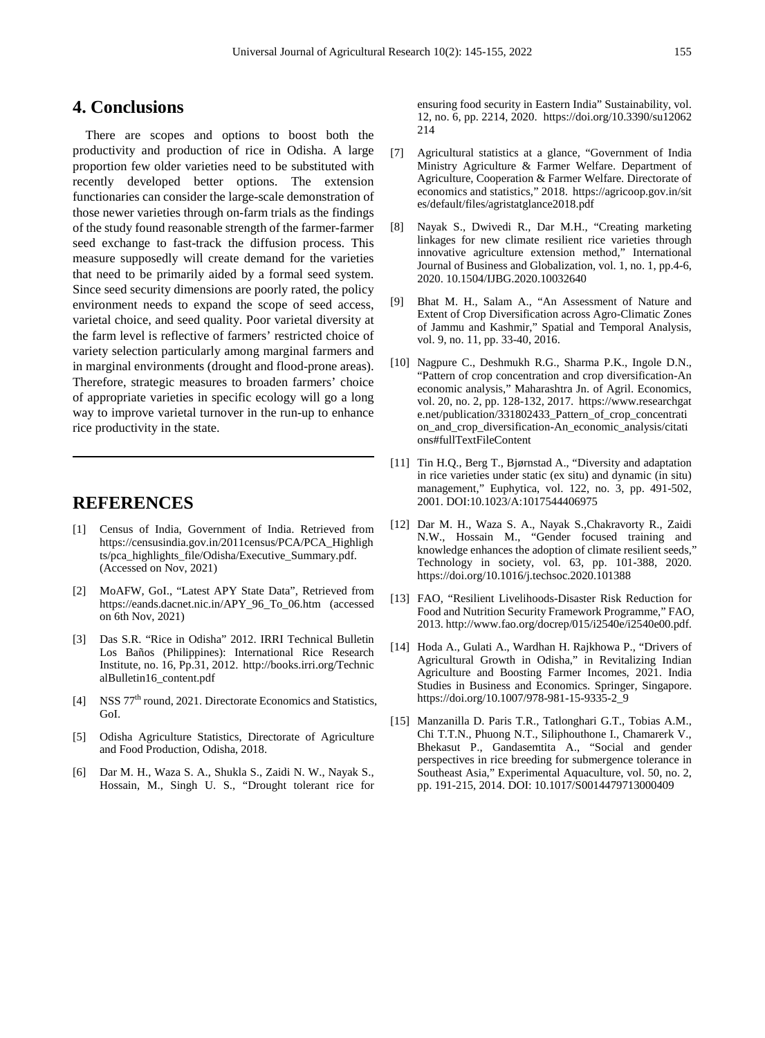# 4. Conclusions

There are scopes and options to boost both the productivity and production of rice in Odisha. A large proportion few older varieties need to be substituted with recently developed better options. The extension functionaries can consider the large-scale demonstration of those newer varieties through on-farm trials as the findings of the study found reasonable strength of the farmer-farmer seed exchange to fast-track the diffusion process. This measure supposedly will create demand for the varieties that need to be primarily aided by a formal seed system. Since seed security dimensions are poorly rated, the policy environment needs to expand the scope of seed access, varietal choice, and seed quality. Poor varietal diversity at the farm level is reflective of farmers' restricted choice of variety selection particularly among marginal farmers and in marginal environments (drought and flood-prone areas). Therefore, strategic measures to broaden farmers' choice of appropriate varieties in specific ecology will go a long way to improve varietal turnover in the run-up to enhance rice productivity in the state.

# REFERENCES

[1] Census of India, Government of India. Retrieved from https://censusindia.gov.in/2011census/PCA/PCA_Highlights/pca_highlights_file/Odisha/Executive_Summary.pdf. (Accessed on Nov, 2021)

[2] MoAFW, GoI., "Latest APY State Data", Retrieved from https://eands.dacnet.nic.in/APY_96_To_06.htm (accessed on 6th Nov, 2021)

[3] Das S.R. "Rice in Odisha" 2012. IRRI Technical Bulletin Los Baños (Philippines): International Rice Research Institute, no. 16, Pp.31, 2012. http://books.irri.org/TechnicalBulletin16_content.pdf

[4] NSS 77th round, 2021. Directorate Economics and Statistics, GoI.

[5] Odisha Agriculture Statistics, Directorate of Agriculture and Food Production, Odisha, 2018.

[6] Dar M. H., Waza S. A., Shukla S., Zaidi N. W., Nayak S., Hossain, M., Singh U. S., "Drought tolerant rice for ensuring food security in Eastern India" Sustainability, vol. 12, no. 6, pp. 2214, 2020. https://doi.org/10.3390/su12062214

[7] Agricultural statistics at a glance, "Government of India Ministry Agriculture & Farmer Welfare. Department of Agriculture, Cooperation & Farmer Welfare. Directorate of economics and statistics," 2018. https://agricoop.gov.in/sites/default/files/agristatglance2018.pdf

[8] Nayak S., Dwivedi R., Dar M.H., "Creating marketing linkages for new climate resilient rice varieties through innovative agriculture extension method," International Journal of Business and Globalization, vol. 1, no. 1, pp.4-6, 2020. 10.1504/IJBG.2020.10032640

[9] Bhat M. H., Salam A., "An Assessment of Nature and Extent of Crop Diversification across Agro-Climatic Zones of Jammu and Kashmir," Spatial and Temporal Analysis, vol. 9, no. 11, pp. 33-40, 2016.

[10] Nagpure C., Deshmukh R.G., Sharma P.K., Ingole D.N., "Pattern of crop concentration and crop diversification-An economic analysis," Maharashtra Jn. of Agril. Economics, vol. 20, no. 2, pp. 128-132, 2017. https://www.researchgate.net/publication/331802433_Pattern_of_crop_concentration_and_crop_diversification-An_economic_analysis/citations#fullTextFileContent

[11] Tin H.Q., Berg T., Bjørnstad A., "Diversity and adaptation in rice varieties under static (ex situ) and dynamic (in situ) management," Euphytica, vol. 122, no. 3, pp. 491-502, 2001. DOI:10.1023/A:1017544406975

[12] Dar M. H., Waza S. A., Nayak S.,Chakravorty R., Zaidi N.W., Hossain M., "Gender focused training and knowledge enhances the adoption of climate resilient seeds," Technology in society, vol. 63, pp. 101-388, 2020. https://doi.org/10.1016/j.techsoc.2020.101388

[13] FAO, "Resilient Livelihoods-Disaster Risk Reduction for Food and Nutrition Security Framework Programme," FAO, 2013. http://www.fao.org/docrep/015/i2540e/i2540e00.pdf.

[14] Hoda A., Gulati A., Wardhan H. Rajkhowa P., "Drivers of Agricultural Growth in Odisha," in Revitalizing Indian Agriculture and Boosting Farmer Incomes, 2021. India Studies in Business and Economics. Springer, Singapore. https://doi.org/10.1007/978-981-15-9335-2_9

[15] Manzanilla D. Paris T.R., Tatlonghari G.T., Tobias A.M., Chi T.T.N., Phuong N.T., Siliphouthone I., Chamarerk V., Bhekasut P., Gandasemtita A., "Social and gender perspectives in rice breeding for submergence tolerance in Southeast Asia," Experimental Aquaculture, vol. 50, no. 2, pp. 191-215, 2014. DOI: 10.1017/S0014479713000409